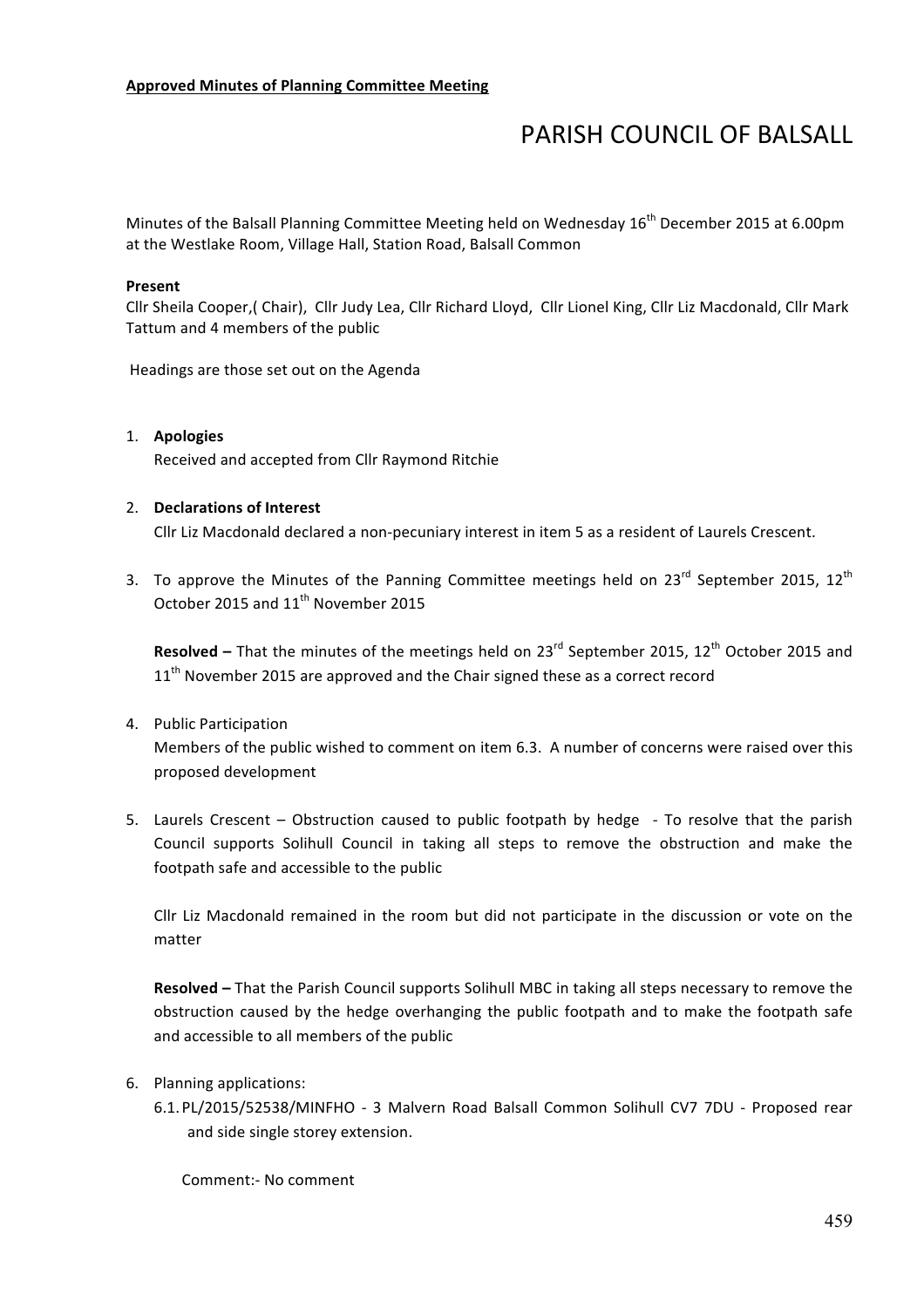**Approved Minutes of Planning Committee Meeting**

# PARISH COUNCIL OF BALSALL

Minutes of the Balsall Planning Committee Meeting held on Wednesday 16th December 2015 at 6.00pm at the Westlake Room, Village Hall, Station Road, Balsall Common

**Present**
Cllr Sheila Cooper,( Chair), Cllr Judy Lea, Cllr Richard Lloyd, Cllr Lionel King, Cllr Liz Macdonald, Cllr Mark Tattum and 4 members of the public

Headings are those set out on the Agenda

1. **Apologies**
   Received and accepted from Cllr Raymond Ritchie

2. **Declarations of Interest**
   Cllr Liz Macdonald declared a non-pecuniary interest in item 5 as a resident of Laurels Crescent.

3. To approve the Minutes of the Panning Committee meetings held on 23rd September 2015, 12th October 2015 and 11th November 2015

   **Resolved –** That the minutes of the meetings held on 23rd September 2015, 12th October 2015 and 11th November 2015 are approved and the Chair signed these as a correct record

4. Public Participation
   Members of the public wished to comment on item 6.3. A number of concerns were raised over this proposed development

5. Laurels Crescent – Obstruction caused to public footpath by hedge - To resolve that the parish Council supports Solihull Council in taking all steps to remove the obstruction and make the footpath safe and accessible to the public

   Cllr Liz Macdonald remained in the room but did not participate in the discussion or vote on the matter

   **Resolved –** That the Parish Council supports Solihull MBC in taking all steps necessary to remove the obstruction caused by the hedge overhanging the public footpath and to make the footpath safe and accessible to all members of the public

6. Planning applications:
   6.1. PL/2015/52538/MINFHO - 3 Malvern Road Balsall Common Solihull CV7 7DU - Proposed rear and side single storey extension.

   Comment:- No comment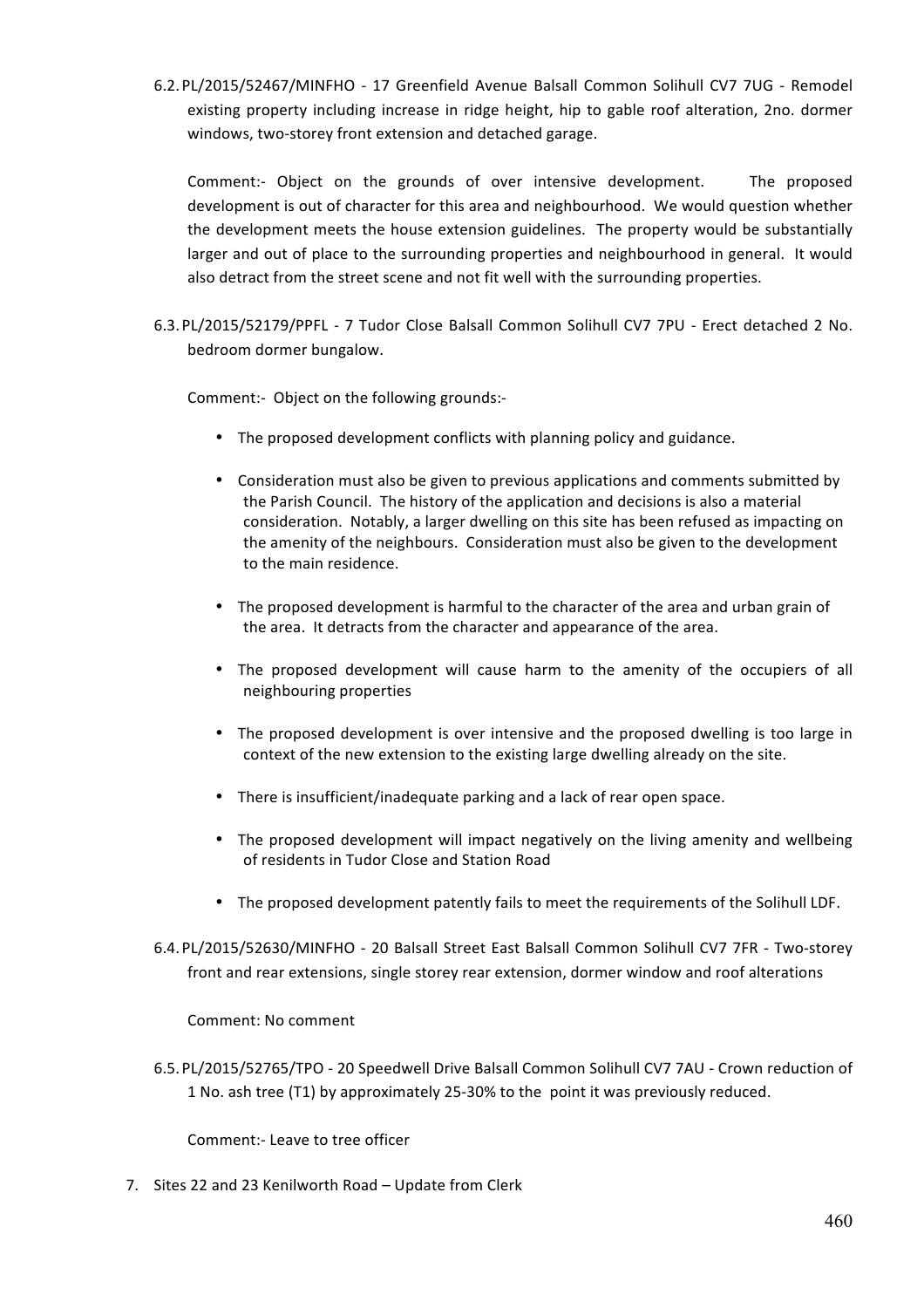6.2. PL/2015/52467/MINFHO - 17 Greenfield Avenue Balsall Common Solihull CV7 7UG - Remodel existing property including increase in ridge height, hip to gable roof alteration, 2no. dormer windows, two-storey front extension and detached garage.

Comment:- Object on the grounds of over intensive development. The proposed development is out of character for this area and neighbourhood. We would question whether the development meets the house extension guidelines. The property would be substantially larger and out of place to the surrounding properties and neighbourhood in general. It would also detract from the street scene and not fit well with the surrounding properties.

6.3. PL/2015/52179/PPFL - 7 Tudor Close Balsall Common Solihull CV7 7PU - Erect detached 2 No. bedroom dormer bungalow.

Comment:- Object on the following grounds:-

- The proposed development conflicts with planning policy and guidance.
- Consideration must also be given to previous applications and comments submitted by the Parish Council. The history of the application and decisions is also a material consideration. Notably, a larger dwelling on this site has been refused as impacting on the amenity of the neighbours. Consideration must also be given to the development to the main residence.
- The proposed development is harmful to the character of the area and urban grain of the area. It detracts from the character and appearance of the area.
- The proposed development will cause harm to the amenity of the occupiers of all neighbouring properties
- The proposed development is over intensive and the proposed dwelling is too large in context of the new extension to the existing large dwelling already on the site.
- There is insufficient/inadequate parking and a lack of rear open space.
- The proposed development will impact negatively on the living amenity and wellbeing of residents in Tudor Close and Station Road
- The proposed development patently fails to meet the requirements of the Solihull LDF.

6.4. PL/2015/52630/MINFHO - 20 Balsall Street East Balsall Common Solihull CV7 7FR - Two-storey front and rear extensions, single storey rear extension, dormer window and roof alterations

Comment: No comment

6.5. PL/2015/52765/TPO - 20 Speedwell Drive Balsall Common Solihull CV7 7AU - Crown reduction of 1 No. ash tree (T1) by approximately 25-30% to the point it was previously reduced.

Comment:- Leave to tree officer

7. Sites 22 and 23 Kenilworth Road – Update from Clerk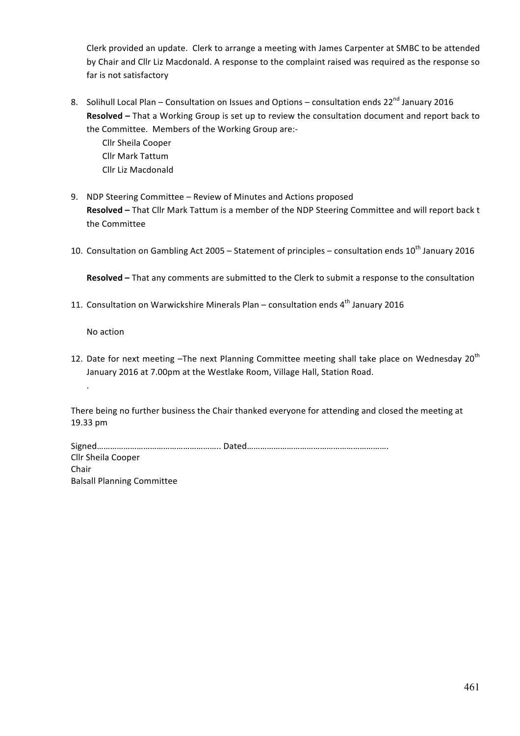Clerk provided an update. Clerk to arrange a meeting with James Carpenter at SMBC to be attended by Chair and Cllr Liz Macdonald. A response to the complaint raised was required as the response so far is not satisfactory

8. Solihull Local Plan – Consultation on Issues and Options – consultation ends 22nd January 2016
   **Resolved –** That a Working Group is set up to review the consultation document and report back to the Committee. Members of the Working Group are:-
   - Cllr Sheila Cooper
   - Cllr Mark Tattum
   - Cllr Liz Macdonald

9. NDP Steering Committee – Review of Minutes and Actions proposed
   **Resolved –** That Cllr Mark Tattum is a member of the NDP Steering Committee and will report back t the Committee

10. Consultation on Gambling Act 2005 – Statement of principles – consultation ends 10th January 2016

    **Resolved –** That any comments are submitted to the Clerk to submit a response to the consultation

11. Consultation on Warwickshire Minerals Plan – consultation ends 4th January 2016

    No action

12. Date for next meeting –The next Planning Committee meeting shall take place on Wednesday 20th January 2016 at 7.00pm at the Westlake Room, Village Hall, Station Road.

    .

There being no further business the Chair thanked everyone for attending and closed the meeting at 19.33 pm

Signed……………………………………………….. Dated……………………………………………………….
Cllr Sheila Cooper
Chair
Balsall Planning Committee